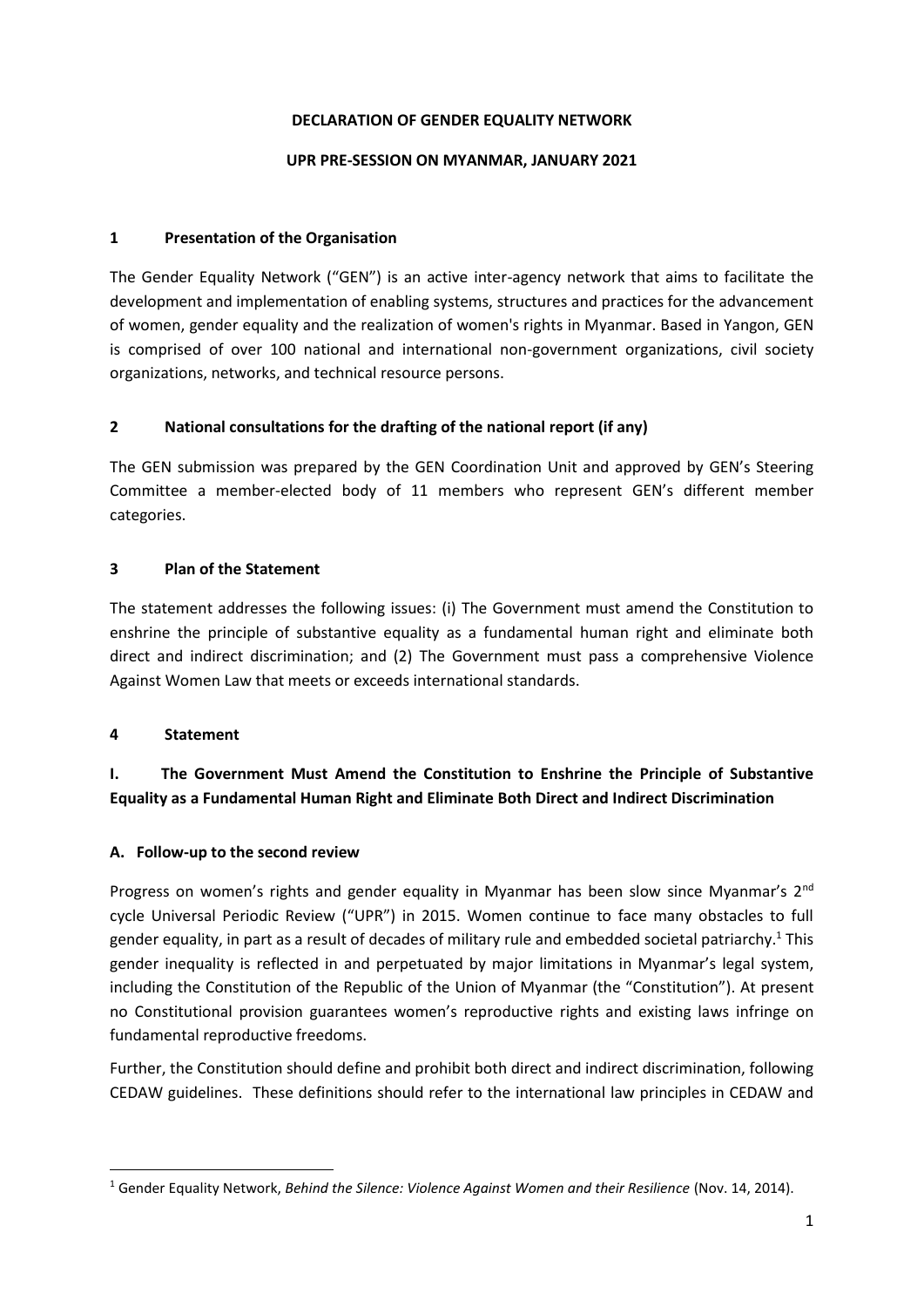**DECLARATION OF GENDER EQUALITY NETWORK**

**UPR PRE-SESSION ON MYANMAR, JANUARY 2021**

## 1 Presentation of the Organisation

The Gender Equality Network ("GEN") is an active inter-agency network that aims to facilitate the development and implementation of enabling systems, structures and practices for the advancement of women, gender equality and the realization of women's rights in Myanmar. Based in Yangon, GEN is comprised of over 100 national and international non-government organizations, civil society organizations, networks, and technical resource persons.

## 2 National consultations for the drafting of the national report (if any)

The GEN submission was prepared by the GEN Coordination Unit and approved by GEN's Steering Committee a member-elected body of 11 members who represent GEN's different member categories.

## 3 Plan of the Statement

The statement addresses the following issues: (i) The Government must amend the Constitution to enshrine the principle of substantive equality as a fundamental human right and eliminate both direct and indirect discrimination; and (2) The Government must pass a comprehensive Violence Against Women Law that meets or exceeds international standards.

## 4 Statement

### I. The Government Must Amend the Constitution to Enshrine the Principle of Substantive Equality as a Fundamental Human Right and Eliminate Both Direct and Indirect Discrimination

#### A. Follow-up to the second review

Progress on women's rights and gender equality in Myanmar has been slow since Myanmar's 2nd cycle Universal Periodic Review ("UPR") in 2015. Women continue to face many obstacles to full gender equality, in part as a result of decades of military rule and embedded societal patriarchy.[1] This gender inequality is reflected in and perpetuated by major limitations in Myanmar's legal system, including the Constitution of the Republic of the Union of Myanmar (the "Constitution"). At present no Constitutional provision guarantees women's reproductive rights and existing laws infringe on fundamental reproductive freedoms.

Further, the Constitution should define and prohibit both direct and indirect discrimination, following CEDAW guidelines. These definitions should refer to the international law principles in CEDAW and

---

[1] Gender Equality Network, *Behind the Silence: Violence Against Women and their Resilience* (Nov. 14, 2014).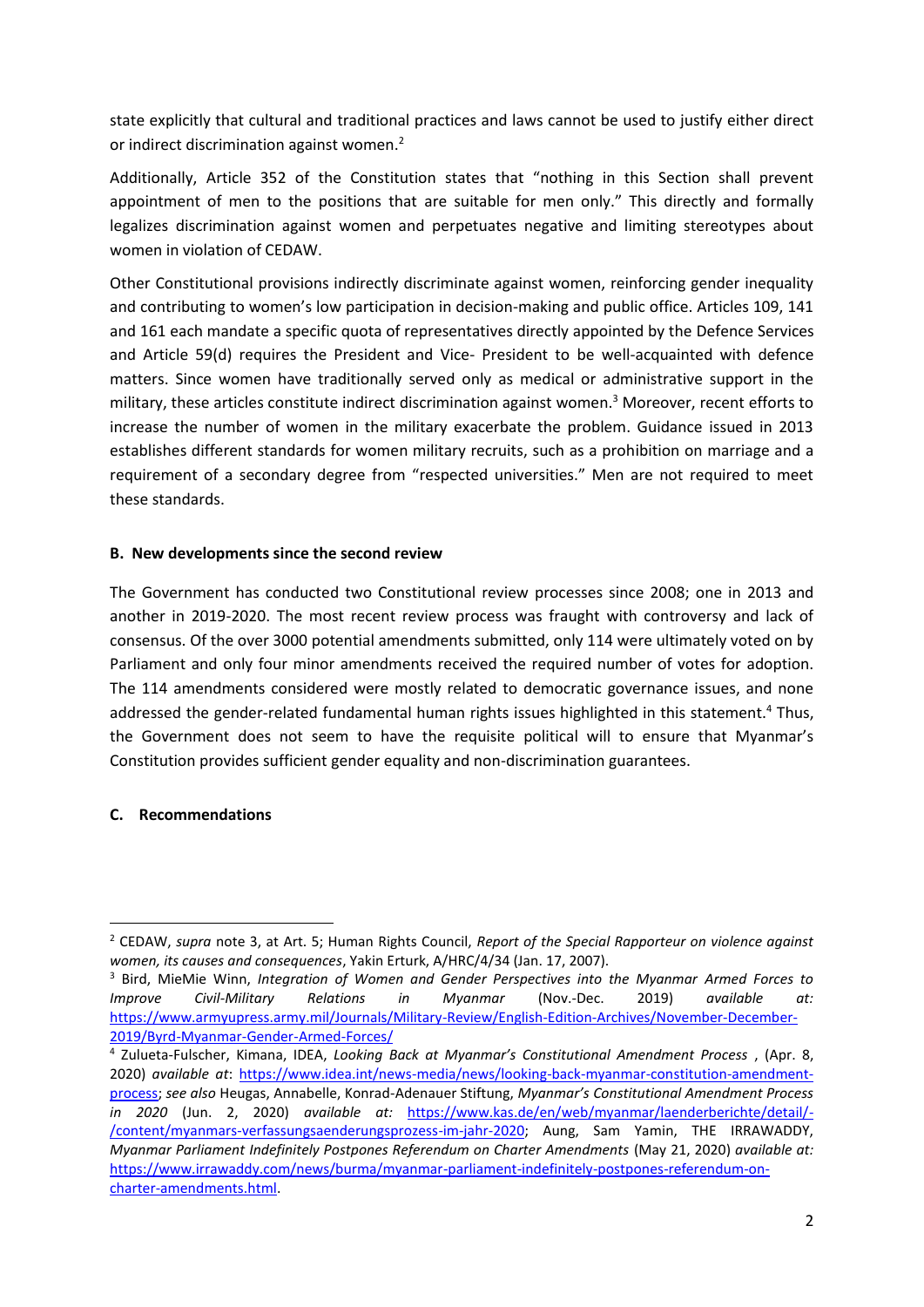state explicitly that cultural and traditional practices and laws cannot be used to justify either direct or indirect discrimination against women.[2]

Additionally, Article 352 of the Constitution states that "nothing in this Section shall prevent appointment of men to the positions that are suitable for men only." This directly and formally legalizes discrimination against women and perpetuates negative and limiting stereotypes about women in violation of CEDAW.

Other Constitutional provisions indirectly discriminate against women, reinforcing gender inequality and contributing to women's low participation in decision-making and public office. Articles 109, 141 and 161 each mandate a specific quota of representatives directly appointed by the Defence Services and Article 59(d) requires the President and Vice- President to be well-acquainted with defence matters. Since women have traditionally served only as medical or administrative support in the military, these articles constitute indirect discrimination against women.[3] Moreover, recent efforts to increase the number of women in the military exacerbate the problem. Guidance issued in 2013 establishes different standards for women military recruits, such as a prohibition on marriage and a requirement of a secondary degree from "respected universities." Men are not required to meet these standards.

### B. New developments since the second review

The Government has conducted two Constitutional review processes since 2008; one in 2013 and another in 2019-2020. The most recent review process was fraught with controversy and lack of consensus. Of the over 3000 potential amendments submitted, only 114 were ultimately voted on by Parliament and only four minor amendments received the required number of votes for adoption. The 114 amendments considered were mostly related to democratic governance issues, and none addressed the gender-related fundamental human rights issues highlighted in this statement.[4] Thus, the Government does not seem to have the requisite political will to ensure that Myanmar's Constitution provides sufficient gender equality and non-discrimination guarantees.

### C. Recommendations

---

[2] CEDAW, *supra* note 3, at Art. 5; Human Rights Council, *Report of the Special Rapporteur on violence against women, its causes and consequences*, Yakin Erturk, A/HRC/4/34 (Jan. 17, 2007).

[3] Bird, MieMie Winn, *Integration of Women and Gender Perspectives into the Myanmar Armed Forces to Improve Civil-Military Relations in Myanmar* (Nov.-Dec. 2019) *available at:* https://www.armyupress.army.mil/Journals/Military-Review/English-Edition-Archives/November-December-2019/Byrd-Myanmar-Gender-Armed-Forces/

[4] Zulueta-Fulscher, Kimana, IDEA, *Looking Back at Myanmar's Constitutional Amendment Process* , (Apr. 8, 2020) *available at*: https://www.idea.int/news-media/news/looking-back-myanmar-constitution-amendment-process; *see also* Heugas, Annabelle, Konrad-Adenauer Stiftung, *Myanmar's Constitutional Amendment Process in 2020* (Jun. 2, 2020) *available at:* https://www.kas.de/en/web/myanmar/laenderberichte/detail/-/content/myanmars-verfassungsaenderungsprozess-im-jahr-2020; Aung, Sam Yamin, THE IRRAWADDY, *Myanmar Parliament Indefinitely Postpones Referendum on Charter Amendments* (May 21, 2020) *available at:* https://www.irrawaddy.com/news/burma/myanmar-parliament-indefinitely-postpones-referendum-on-charter-amendments.html.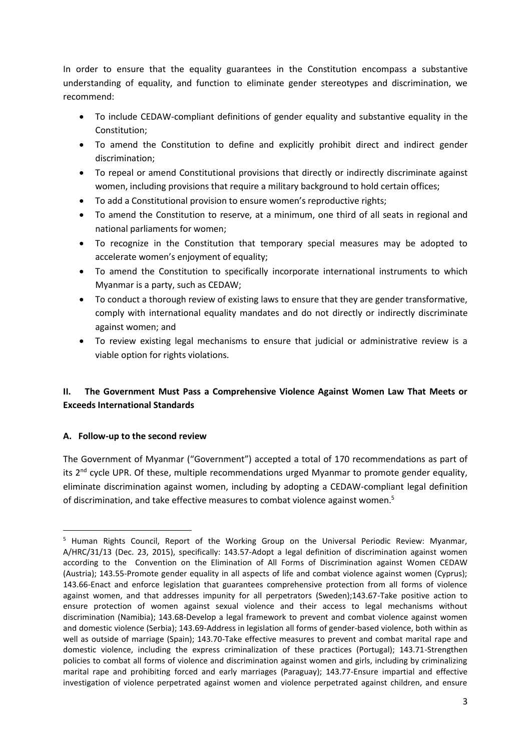In order to ensure that the equality guarantees in the Constitution encompass a substantive understanding of equality, and function to eliminate gender stereotypes and discrimination, we recommend:

- To include CEDAW-compliant definitions of gender equality and substantive equality in the Constitution;
- To amend the Constitution to define and explicitly prohibit direct and indirect gender discrimination;
- To repeal or amend Constitutional provisions that directly or indirectly discriminate against women, including provisions that require a military background to hold certain offices;
- To add a Constitutional provision to ensure women's reproductive rights;
- To amend the Constitution to reserve, at a minimum, one third of all seats in regional and national parliaments for women;
- To recognize in the Constitution that temporary special measures may be adopted to accelerate women's enjoyment of equality;
- To amend the Constitution to specifically incorporate international instruments to which Myanmar is a party, such as CEDAW;
- To conduct a thorough review of existing laws to ensure that they are gender transformative, comply with international equality mandates and do not directly or indirectly discriminate against women; and
- To review existing legal mechanisms to ensure that judicial or administrative review is a viable option for rights violations.

## II. The Government Must Pass a Comprehensive Violence Against Women Law That Meets or Exceeds International Standards

### A. Follow-up to the second review

The Government of Myanmar ("Government") accepted a total of 170 recommendations as part of its 2nd cycle UPR. Of these, multiple recommendations urged Myanmar to promote gender equality, eliminate discrimination against women, including by adopting a CEDAW-compliant legal definition of discrimination, and take effective measures to combat violence against women.[5]

---

[5] Human Rights Council, Report of the Working Group on the Universal Periodic Review: Myanmar, A/HRC/31/13 (Dec. 23, 2015), specifically: 143.57-Adopt a legal definition of discrimination against women according to the Convention on the Elimination of All Forms of Discrimination against Women CEDAW (Austria); 143.55-Promote gender equality in all aspects of life and combat violence against women (Cyprus); 143.66-Enact and enforce legislation that guarantees comprehensive protection from all forms of violence against women, and that addresses impunity for all perpetrators (Sweden);143.67-Take positive action to ensure protection of women against sexual violence and their access to legal mechanisms without discrimination (Namibia); 143.68-Develop a legal framework to prevent and combat violence against women and domestic violence (Serbia); 143.69-Address in legislation all forms of gender-based violence, both within as well as outside of marriage (Spain); 143.70-Take effective measures to prevent and combat marital rape and domestic violence, including the express criminalization of these practices (Portugal); 143.71-Strengthen policies to combat all forms of violence and discrimination against women and girls, including by criminalizing marital rape and prohibiting forced and early marriages (Paraguay); 143.77-Ensure impartial and effective investigation of violence perpetrated against women and violence perpetrated against children, and ensure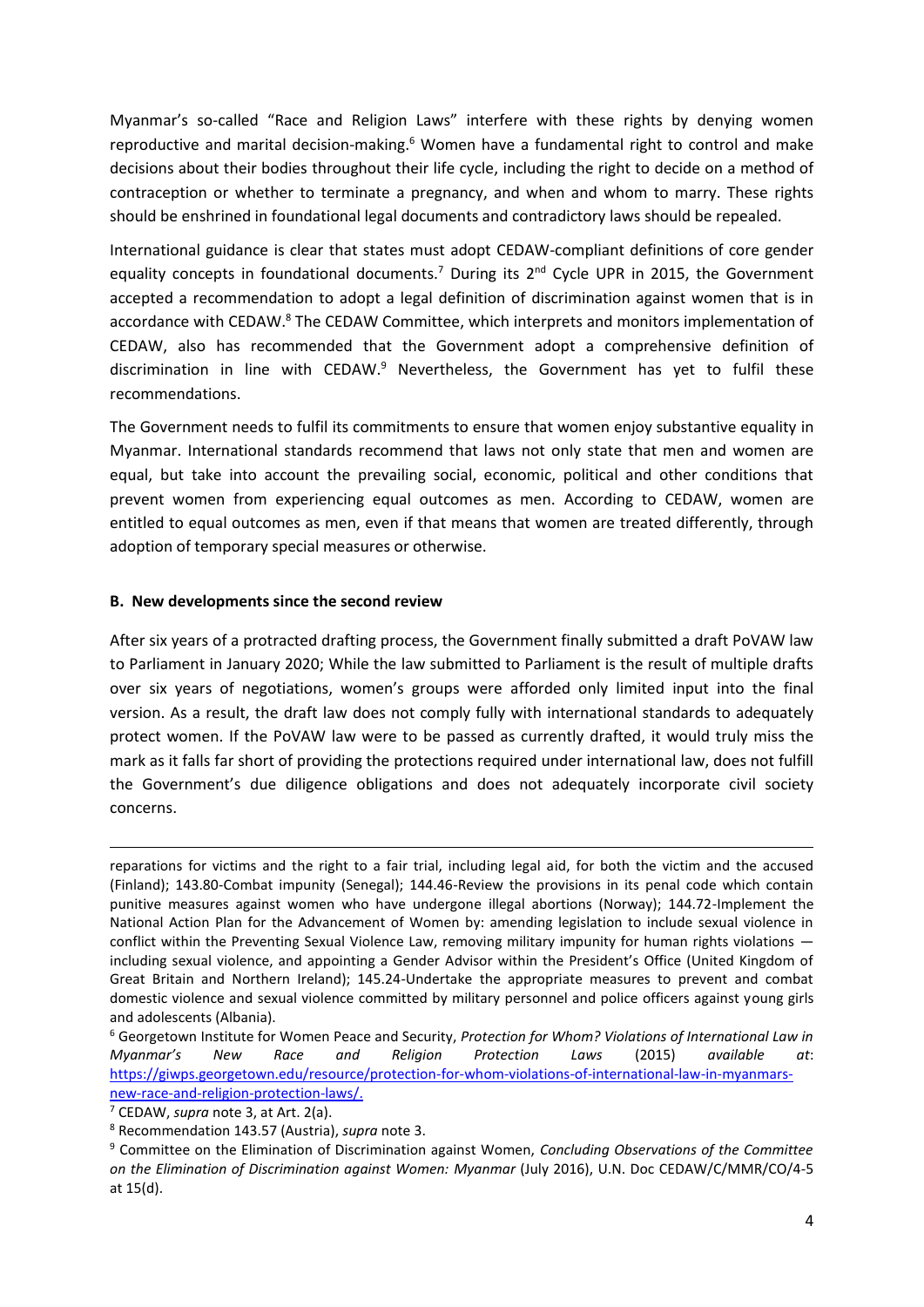Myanmar's so-called "Race and Religion Laws" interfere with these rights by denying women reproductive and marital decision-making.[6] Women have a fundamental right to control and make decisions about their bodies throughout their life cycle, including the right to decide on a method of contraception or whether to terminate a pregnancy, and when and whom to marry. These rights should be enshrined in foundational legal documents and contradictory laws should be repealed.

International guidance is clear that states must adopt CEDAW-compliant definitions of core gender equality concepts in foundational documents.[7] During its 2nd Cycle UPR in 2015, the Government accepted a recommendation to adopt a legal definition of discrimination against women that is in accordance with CEDAW.[8] The CEDAW Committee, which interprets and monitors implementation of CEDAW, also has recommended that the Government adopt a comprehensive definition of discrimination in line with CEDAW.[9] Nevertheless, the Government has yet to fulfil these recommendations.

The Government needs to fulfil its commitments to ensure that women enjoy substantive equality in Myanmar. International standards recommend that laws not only state that men and women are equal, but take into account the prevailing social, economic, political and other conditions that prevent women from experiencing equal outcomes as men. According to CEDAW, women are entitled to equal outcomes as men, even if that means that women are treated differently, through adoption of temporary special measures or otherwise.

### B. New developments since the second review

After six years of a protracted drafting process, the Government finally submitted a draft PoVAW law to Parliament in January 2020; While the law submitted to Parliament is the result of multiple drafts over six years of negotiations, women's groups were afforded only limited input into the final version. As a result, the draft law does not comply fully with international standards to adequately protect women. If the PoVAW law were to be passed as currently drafted, it would truly miss the mark as it falls far short of providing the protections required under international law, does not fulfill the Government's due diligence obligations and does not adequately incorporate civil society concerns.

---

reparations for victims and the right to a fair trial, including legal aid, for both the victim and the accused (Finland); 143.80-Combat impunity (Senegal); 144.46-Review the provisions in its penal code which contain punitive measures against women who have undergone illegal abortions (Norway); 144.72-Implement the National Action Plan for the Advancement of Women by: amending legislation to include sexual violence in conflict within the Preventing Sexual Violence Law, removing military impunity for human rights violations — including sexual violence, and appointing a Gender Advisor within the President's Office (United Kingdom of Great Britain and Northern Ireland); 145.24-Undertake the appropriate measures to prevent and combat domestic violence and sexual violence committed by military personnel and police officers against young girls and adolescents (Albania).

[6] Georgetown Institute for Women Peace and Security, *Protection for Whom? Violations of International Law in Myanmar's New Race and Religion Protection Laws* (2015) *available at*: https://giwps.georgetown.edu/resource/protection-for-whom-violations-of-international-law-in-myanmars-new-race-and-religion-protection-laws/.

[7] CEDAW, *supra* note 3, at Art. 2(a).

[8] Recommendation 143.57 (Austria), *supra* note 3.

[9] Committee on the Elimination of Discrimination against Women, *Concluding Observations of the Committee on the Elimination of Discrimination against Women: Myanmar* (July 2016), U.N. Doc CEDAW/C/MMR/CO/4-5 at 15(d).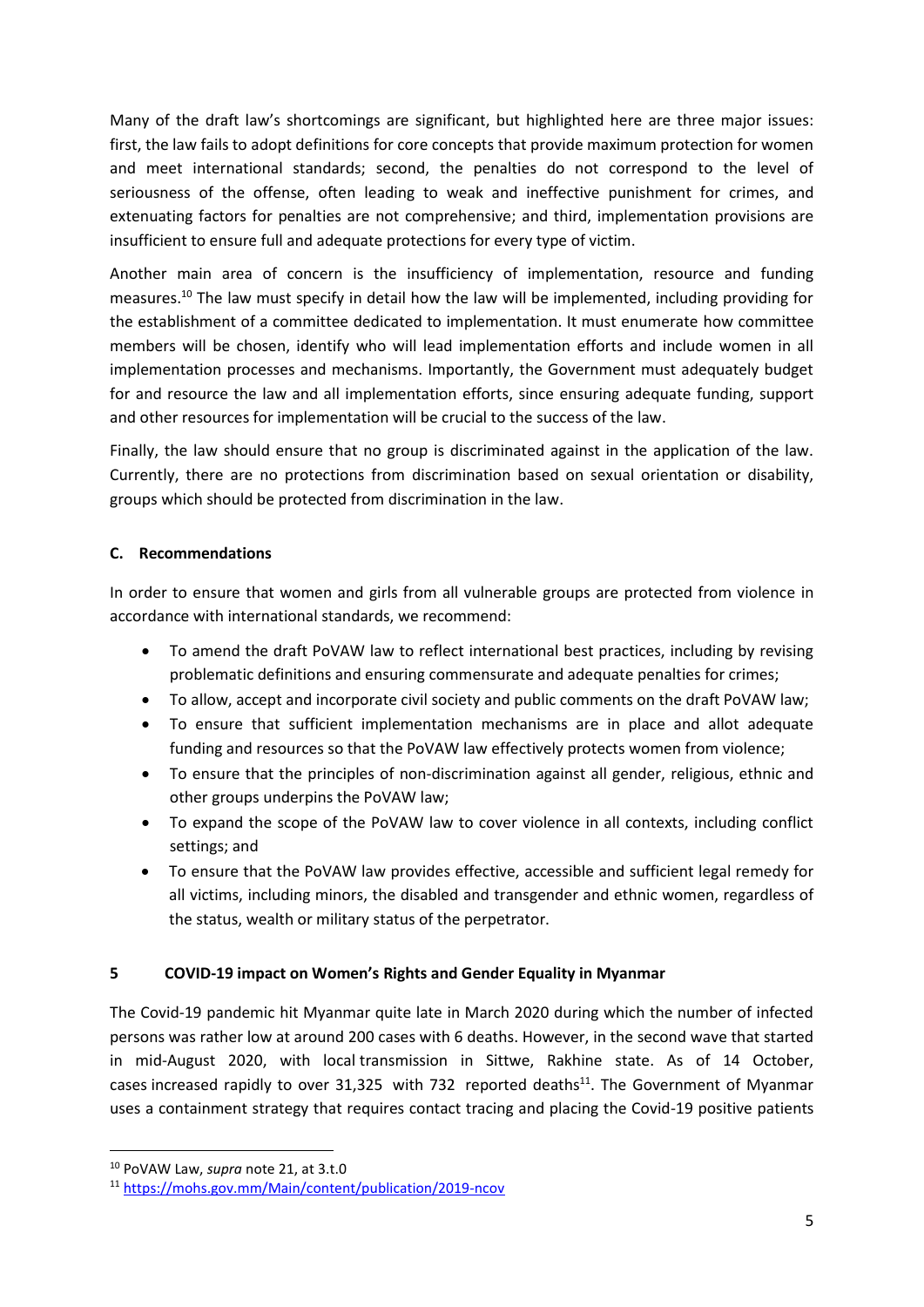Many of the draft law's shortcomings are significant, but highlighted here are three major issues: first, the law fails to adopt definitions for core concepts that provide maximum protection for women and meet international standards; second, the penalties do not correspond to the level of seriousness of the offense, often leading to weak and ineffective punishment for crimes, and extenuating factors for penalties are not comprehensive; and third, implementation provisions are insufficient to ensure full and adequate protections for every type of victim.

Another main area of concern is the insufficiency of implementation, resource and funding measures.[10] The law must specify in detail how the law will be implemented, including providing for the establishment of a committee dedicated to implementation. It must enumerate how committee members will be chosen, identify who will lead implementation efforts and include women in all implementation processes and mechanisms. Importantly, the Government must adequately budget for and resource the law and all implementation efforts, since ensuring adequate funding, support and other resources for implementation will be crucial to the success of the law.

Finally, the law should ensure that no group is discriminated against in the application of the law. Currently, there are no protections from discrimination based on sexual orientation or disability, groups which should be protected from discrimination in the law.

### C. Recommendations

In order to ensure that women and girls from all vulnerable groups are protected from violence in accordance with international standards, we recommend:

- To amend the draft PoVAW law to reflect international best practices, including by revising problematic definitions and ensuring commensurate and adequate penalties for crimes;
- To allow, accept and incorporate civil society and public comments on the draft PoVAW law;
- To ensure that sufficient implementation mechanisms are in place and allot adequate funding and resources so that the PoVAW law effectively protects women from violence;
- To ensure that the principles of non-discrimination against all gender, religious, ethnic and other groups underpins the PoVAW law;
- To expand the scope of the PoVAW law to cover violence in all contexts, including conflict settings; and
- To ensure that the PoVAW law provides effective, accessible and sufficient legal remedy for all victims, including minors, the disabled and transgender and ethnic women, regardless of the status, wealth or military status of the perpetrator.

## 5 COVID-19 impact on Women's Rights and Gender Equality in Myanmar

The Covid-19 pandemic hit Myanmar quite late in March 2020 during which the number of infected persons was rather low at around 200 cases with 6 deaths. However, in the second wave that started in mid-August 2020, with local transmission in Sittwe, Rakhine state. As of 14 October, cases increased rapidly to over 31,325 with 732 reported deaths[11]. The Government of Myanmar uses a containment strategy that requires contact tracing and placing the Covid-19 positive patients

[10] PoVAW Law, *supra* note 21, at 3.t.0

[11] https://mohs.gov.mm/Main/content/publication/2019-ncov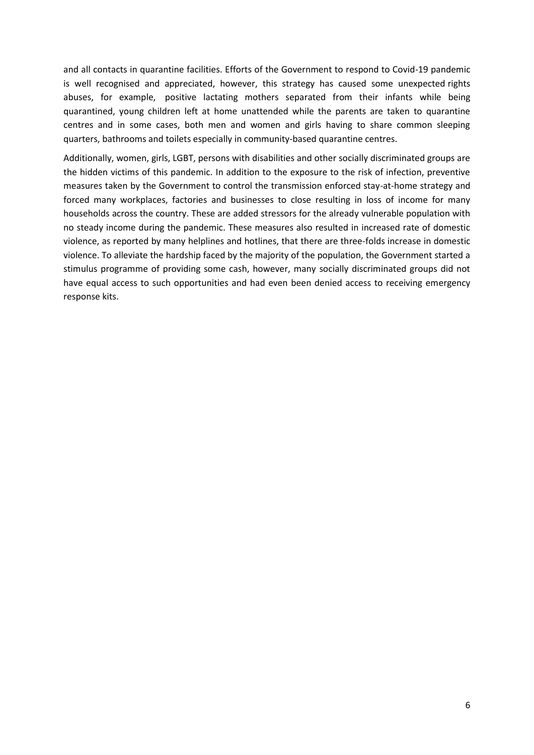and all contacts in quarantine facilities. Efforts of the Government to respond to Covid-19 pandemic is well recognised and appreciated, however, this strategy has caused some unexpected rights abuses, for example, positive lactating mothers separated from their infants while being quarantined, young children left at home unattended while the parents are taken to quarantine centres and in some cases, both men and women and girls having to share common sleeping quarters, bathrooms and toilets especially in community-based quarantine centres.

Additionally, women, girls, LGBT, persons with disabilities and other socially discriminated groups are the hidden victims of this pandemic. In addition to the exposure to the risk of infection, preventive measures taken by the Government to control the transmission enforced stay-at-home strategy and forced many workplaces, factories and businesses to close resulting in loss of income for many households across the country. These are added stressors for the already vulnerable population with no steady income during the pandemic. These measures also resulted in increased rate of domestic violence, as reported by many helplines and hotlines, that there are three-folds increase in domestic violence. To alleviate the hardship faced by the majority of the population, the Government started a stimulus programme of providing some cash, however, many socially discriminated groups did not have equal access to such opportunities and had even been denied access to receiving emergency response kits.